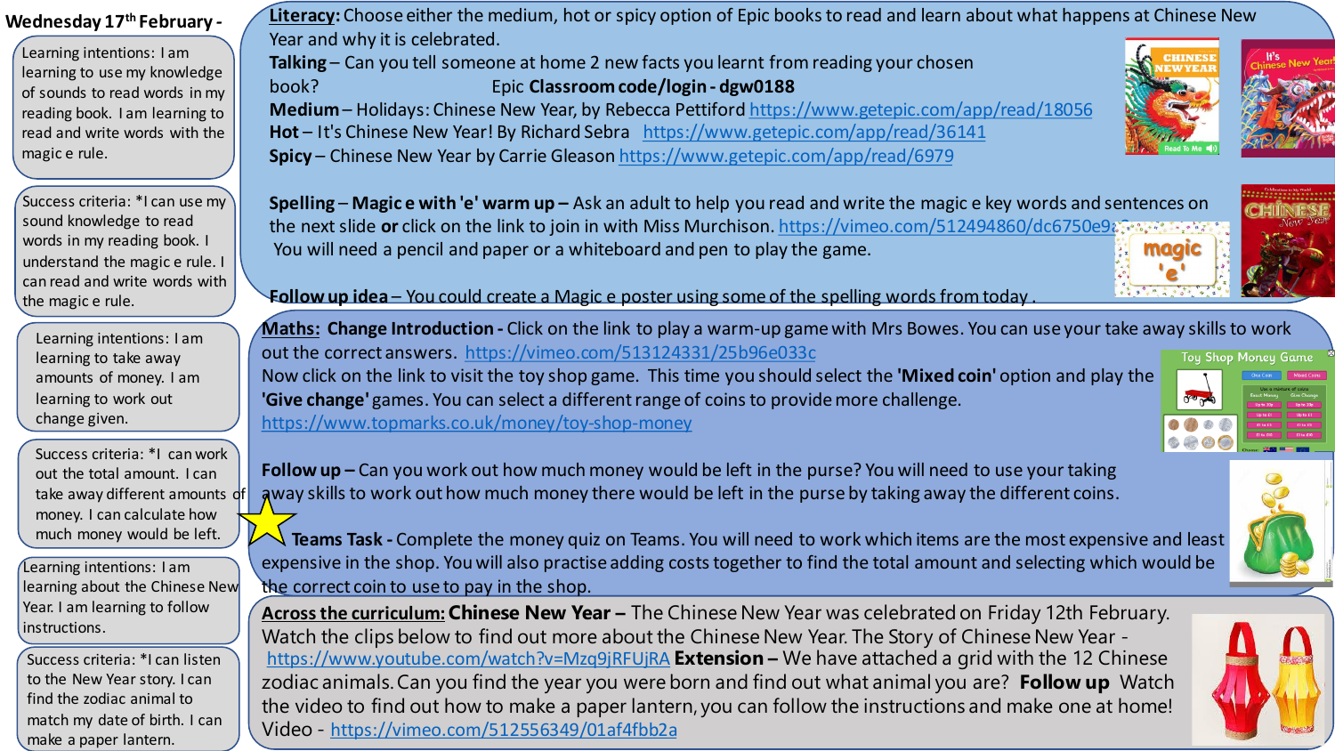# Wednesday 17th February -

Learning intentions: I am learning to use my knowledge of sounds to read words in my reading book. I am learning to read and write words with the magic e rule.

Success criteria: *I can use my sound knowledge to read words in my reading book. I understand the magic e rule. I can read and write words with the magic e rule.

**Literacy:** Choose either the medium, hot or spicy option of Epic books to read and learn about what happens at Chinese New Year and why it is celebrated.

**Talking** – Can you tell someone at home 2 new facts you learnt from reading your chosen book? Epic **Classroom code/login - dgw0188**

**Medium** – Holidays: Chinese New Year, by Rebecca Pettiford https://www.getepic.com/app/read/18056

**Hot** – It's Chinese New Year! By Richard Sebra https://www.getepic.com/app/read/36141

**Spicy** – Chinese New Year by Carrie Gleason https://www.getepic.com/app/read/6979

**Spelling – Magic e with 'e' warm up –** Ask an adult to help you read and write the magic e key words and sentences on the next slide **or** click on the link to join in with Miss Murchison. https://vimeo.com/512494860/dc6750e9a2 You will need a pencil and paper or a whiteboard and pen to play the game.

**Follow up idea** – You could create a Magic e poster using some of the spelling words from today.

Learning intentions: I am learning to take away amounts of money. I am learning to work out change given.

Success criteria: *I can work out the total amount. I can take away different amounts of money. I can calculate how much money would be left.

**Maths: Change Introduction -** Click on the link to play a warm-up game with Mrs Bowes. You can use your take away skills to work out the correct answers. https://vimeo.com/513124331/25b96e033c

Now click on the link to visit the toy shop game. This time you should select the **'Mixed coin'** option and play the **'Give change'** games. You can select a different range of coins to provide more challenge. https://www.topmarks.co.uk/money/toy-shop-money

**Follow up –** Can you work out how much money would be left in the purse? You will need to use your taking away skills to work out how much money there would be left in the purse by taking away the different coins.

**Teams Task -** Complete the money quiz on Teams. You will need to work which items are the most expensive and least expensive in the shop. You will also practise adding costs together to find the total amount and selecting which would be the correct coin to use to pay in the shop.

Learning intentions: I am learning about the Chinese New Year. I am learning to follow instructions.

Success criteria: *I can listen to the New Year story. I can find the zodiac animal to match my date of birth. I can make a paper lantern.

**Across the curriculum: Chinese New Year –** The Chinese New Year was celebrated on Friday 12th February. Watch the clips below to find out more about the Chinese New Year. The Story of Chinese New Year - https://www.youtube.com/watch?v=Mzq9jRFUjRA **Extension –** We have attached a grid with the 12 Chinese zodiac animals. Can you find the year you were born and find out what animal you are? **Follow up** Watch the video to find out how to make a paper lantern, you can follow the instructions and make one at home! Video - https://vimeo.com/512556349/01af4fbb2a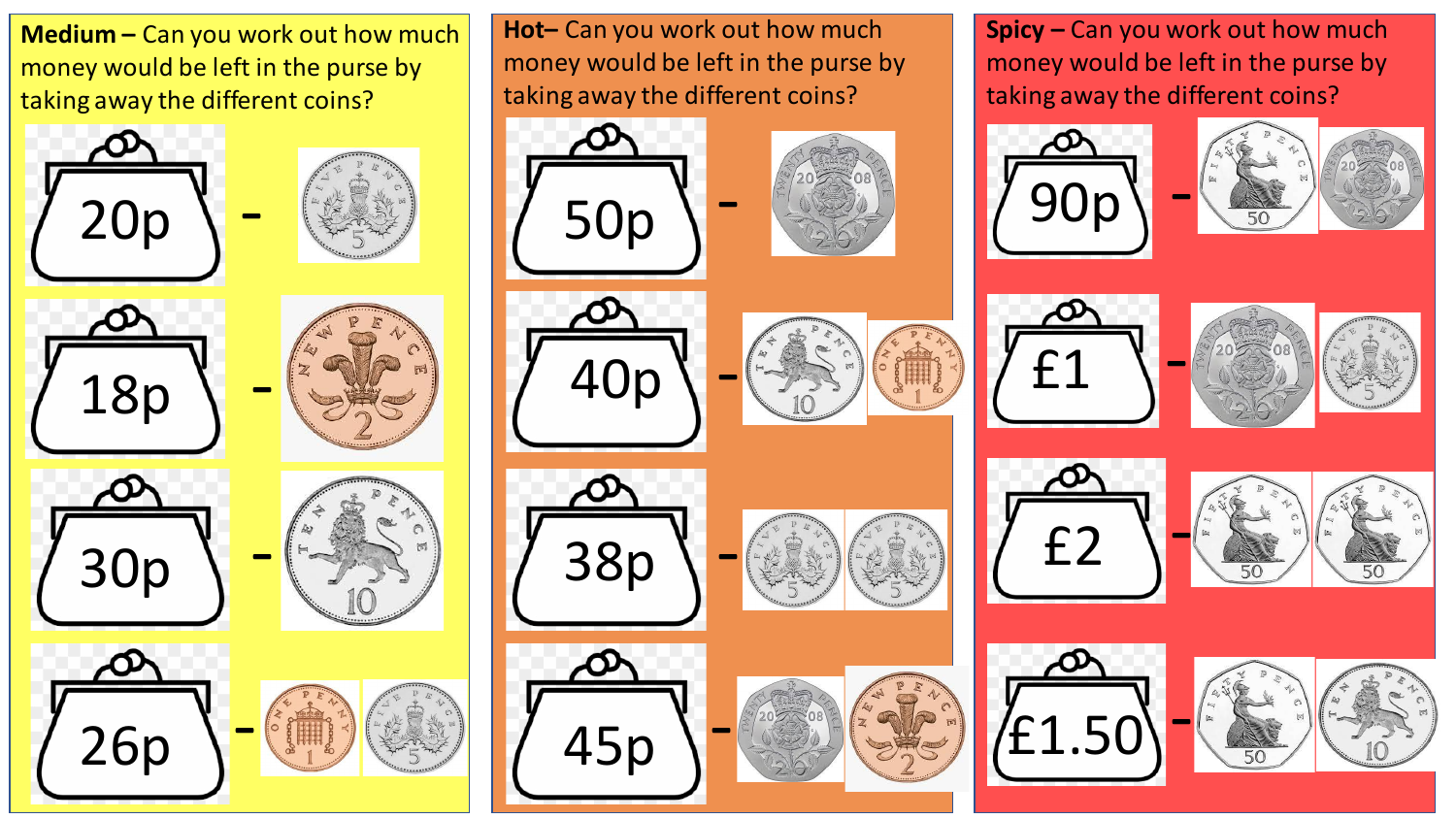**Medium –** Can you work out how much money would be left in the purse by taking away the different coins?

- 20p - 5p
- 18p - 2p
- 30p - 10p
- 26p - 1p 5p

**Hot–** Can you work out how much money would be left in the purse by taking away the different coins?

- 50p - 20p
- 40p - 10p 1p
- 38p - 5p 5p
- 45p - 20p 2p

**Spicy –** Can you work out how much money would be left in the purse by taking away the different coins?

- 90p - 50p 20p
- £1 - 20p 5p
- £2 - 50p 50p
- £1.50 - 50p 10p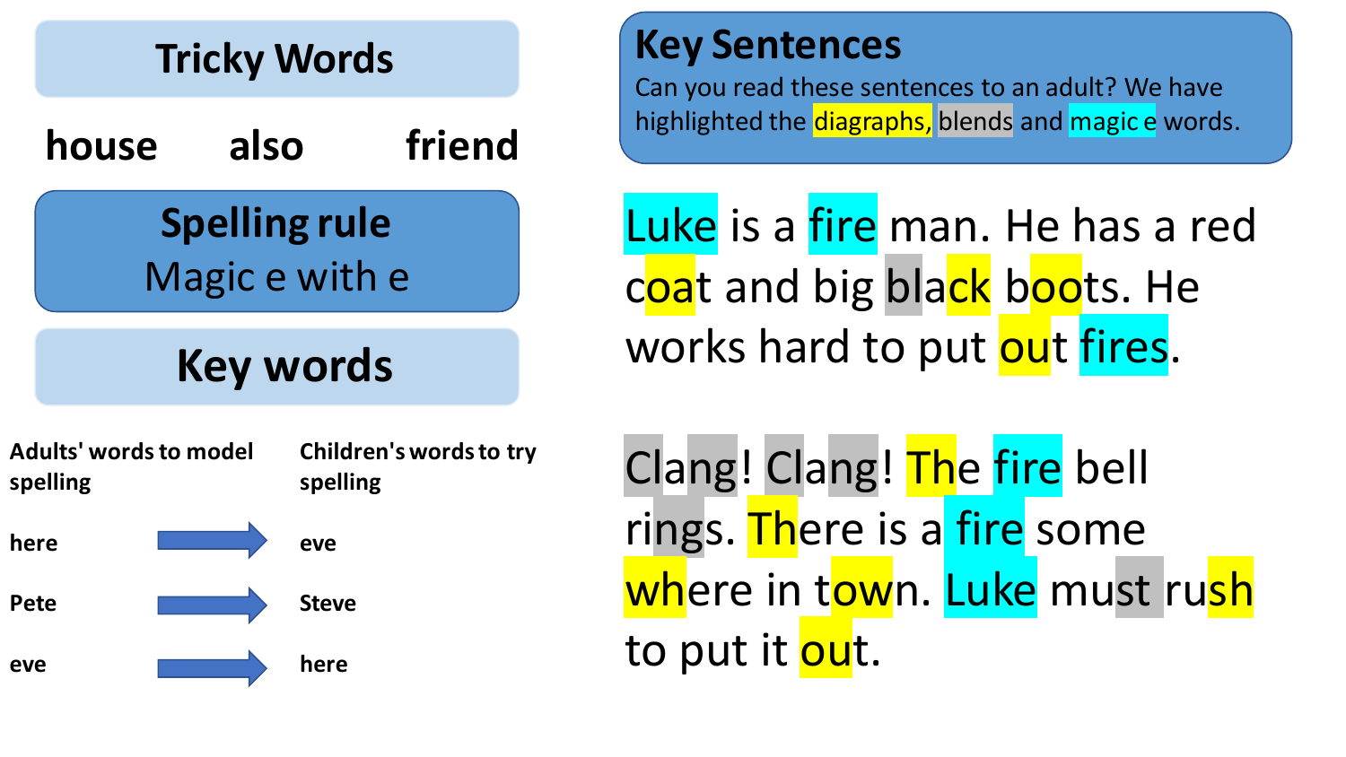## Tricky Words

house also friend

## Spelling rule

Magic e with e

## Key words

| Adults' words to model spelling | Children's words to try spelling |
| --- | --- |
| here | eve |
| Pete | Steve |
| eve | here |

## Key Sentences

Can you read these sentences to an adult? We have highlighted the diagraphs, blends and magic e words.

Luke is a fire man. He has a red coat and big black boots. He works hard to put out fires.

Clang! Clang! The fire bell rings. There is a fire some where in town. Luke must rush to put it out.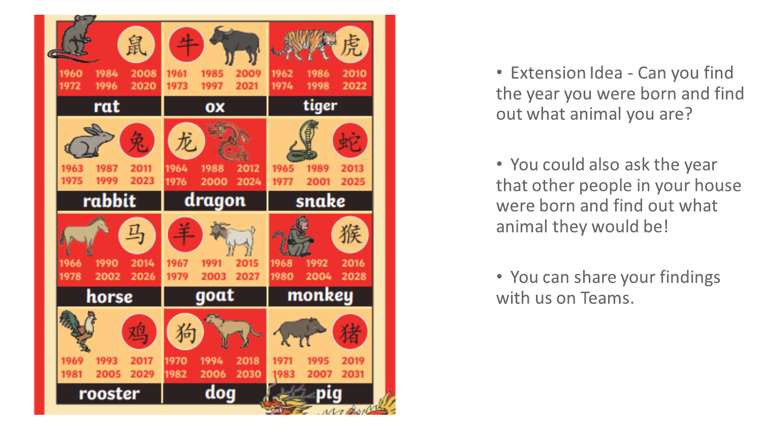鼠
1960 1984 2008
1972 1996 2020
rat

牛
1961 1985 2009
1973 1997 2021
ox

虎
1962 1986 2010
1974 1998 2022
tiger

兔
1963 1987 2011
1975 1999 2023
rabbit

龙
1964 1988 2012
1976 2000 2024
dragon

蛇
1965 1989 2013
1977 2001 2025
snake

马
1966 1990 2014
1978 2002 2026
horse

羊
1967 1991 2015
1979 2003 2027
goat

猴
1968 1992 2016
1980 2004 2028
monkey

鸡
1969 1993 2017
1981 2005 2029
rooster

狗
1970 1994 2018
1982 2006 2030
dog

猪
1971 1995 2019
1983 2007 2031
pig

- Extension Idea - Can you find the year you were born and find out what animal you are?
- You could also ask the year that other people in your house were born and find out what animal they would be!
- You can share your findings with us on Teams.